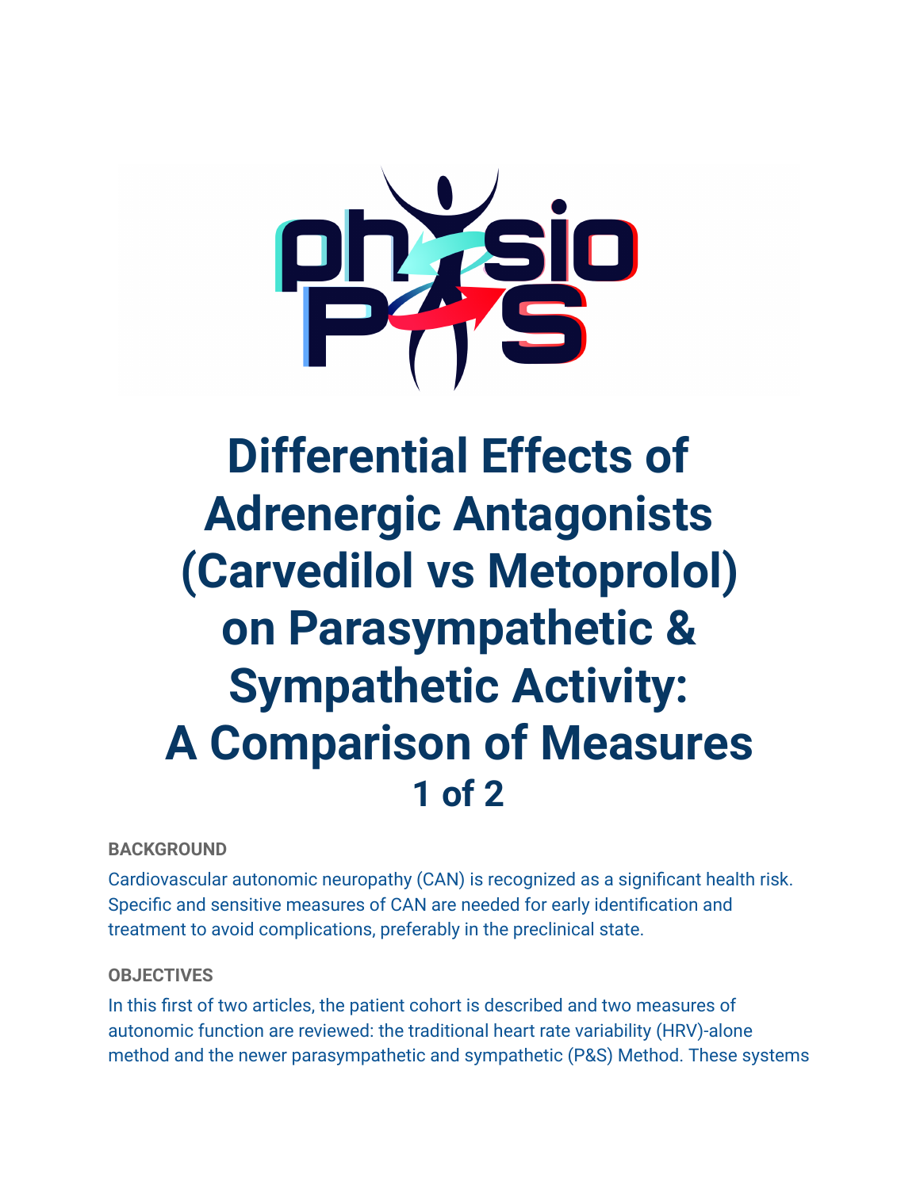# Differential Effects of Adrenergic Antagonists (Carvedilol vs Metoprolol) on Parasympathetic & Sympathetic Activity: A Comparison of Measures

## 1 of 2

**BACKGROUND**

Cardiovascular autonomic neuropathy (CAN) is recognized as a significant health risk. Specific and sensitive measures of CAN are needed for early identification and treatment to avoid complications, preferably in the preclinical state.

**OBJECTIVES**

In this first of two articles, the patient cohort is described and two measures of autonomic function are reviewed: the traditional heart rate variability (HRV)-alone method and the newer parasympathetic and sympathetic (P&S) Method. These systems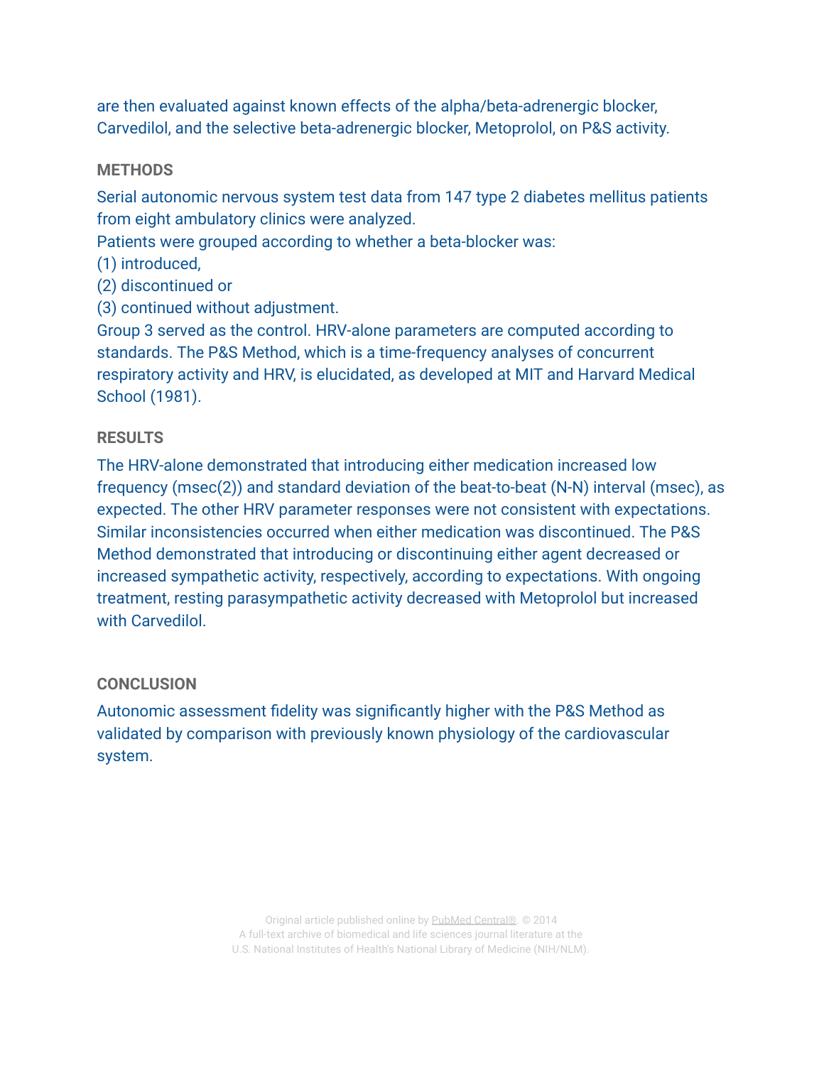are then evaluated against known effects of the alpha/beta-adrenergic blocker, Carvedilol, and the selective beta-adrenergic blocker, Metoprolol, on P&S activity.

## METHODS

Serial autonomic nervous system test data from 147 type 2 diabetes mellitus patients from eight ambulatory clinics were analyzed.
Patients were grouped according to whether a beta-blocker was:
(1) introduced,
(2) discontinued or
(3) continued without adjustment.
Group 3 served as the control. HRV-alone parameters are computed according to standards. The P&S Method, which is a time-frequency analyses of concurrent respiratory activity and HRV, is elucidated, as developed at MIT and Harvard Medical School (1981).

## RESULTS

The HRV-alone demonstrated that introducing either medication increased low frequency (msec(2)) and standard deviation of the beat-to-beat (N-N) interval (msec), as expected. The other HRV parameter responses were not consistent with expectations. Similar inconsistencies occurred when either medication was discontinued. The P&S Method demonstrated that introducing or discontinuing either agent decreased or increased sympathetic activity, respectively, according to expectations. With ongoing treatment, resting parasympathetic activity decreased with Metoprolol but increased with Carvedilol.

## CONCLUSION

Autonomic assessment fidelity was significantly higher with the P&S Method as validated by comparison with previously known physiology of the cardiovascular system.

Original article published online by PubMed Central®. © 2014
A full-text archive of biomedical and life sciences journal literature at the U.S. National Institutes of Health's National Library of Medicine (NIH/NLM).